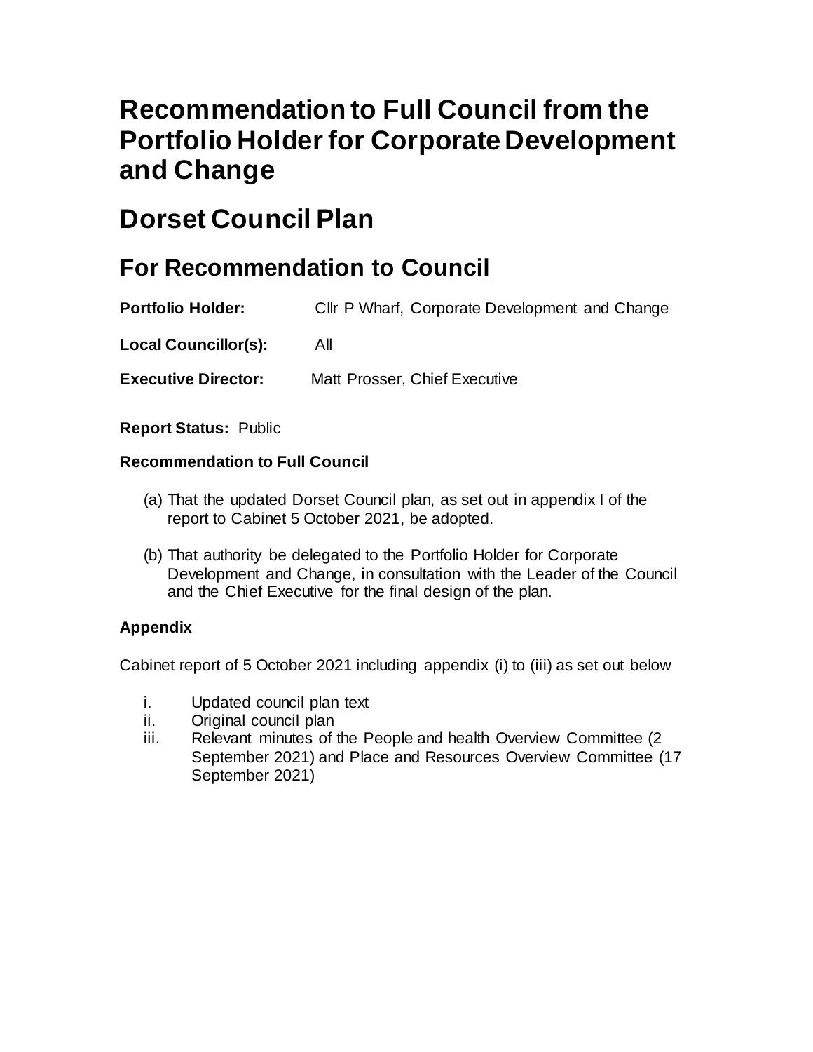# Recommendation to Full Council from the Portfolio Holder for Corporate Development and Change

# Dorset Council Plan

## For Recommendation to Council

**Portfolio Holder:** Cllr P Wharf, Corporate Development and Change

**Local Councillor(s):** All

**Executive Director:** Matt Prosser, Chief Executive

**Report Status:** Public

### Recommendation to Full Council

(a) That the updated Dorset Council plan, as set out in appendix I of the report to Cabinet 5 October 2021, be adopted.

(b) That authority be delegated to the Portfolio Holder for Corporate Development and Change, in consultation with the Leader of the Council and the Chief Executive for the final design of the plan.

### Appendix

Cabinet report of 5 October 2021 including appendix (i) to (iii) as set out below

i. Updated council plan text
ii. Original council plan
iii. Relevant minutes of the People and health Overview Committee (2 September 2021) and Place and Resources Overview Committee (17 September 2021)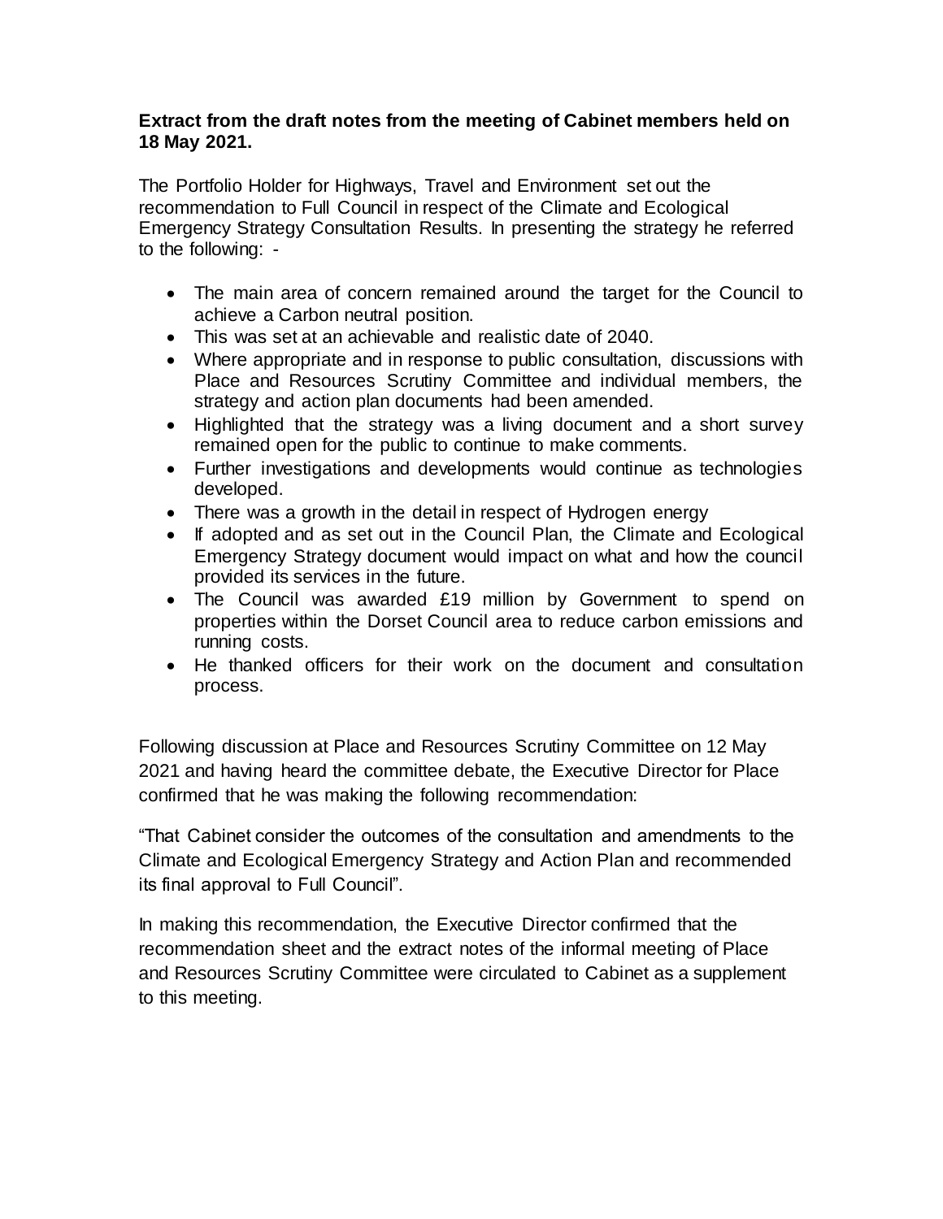**Extract from the draft notes from the meeting of Cabinet members held on 18 May 2021.**

The Portfolio Holder for Highways, Travel and Environment set out the recommendation to Full Council in respect of the Climate and Ecological Emergency Strategy Consultation Results. In presenting the strategy he referred to the following: -

- The main area of concern remained around the target for the Council to achieve a Carbon neutral position.
- This was set at an achievable and realistic date of 2040.
- Where appropriate and in response to public consultation, discussions with Place and Resources Scrutiny Committee and individual members, the strategy and action plan documents had been amended.
- Highlighted that the strategy was a living document and a short survey remained open for the public to continue to make comments.
- Further investigations and developments would continue as technologies developed.
- There was a growth in the detail in respect of Hydrogen energy
- If adopted and as set out in the Council Plan, the Climate and Ecological Emergency Strategy document would impact on what and how the council provided its services in the future.
- The Council was awarded £19 million by Government to spend on properties within the Dorset Council area to reduce carbon emissions and running costs.
- He thanked officers for their work on the document and consultation process.

Following discussion at Place and Resources Scrutiny Committee on 12 May 2021 and having heard the committee debate, the Executive Director for Place confirmed that he was making the following recommendation:

"That Cabinet consider the outcomes of the consultation and amendments to the Climate and Ecological Emergency Strategy and Action Plan and recommended its final approval to Full Council".

In making this recommendation, the Executive Director confirmed that the recommendation sheet and the extract notes of the informal meeting of Place and Resources Scrutiny Committee were circulated to Cabinet as a supplement to this meeting.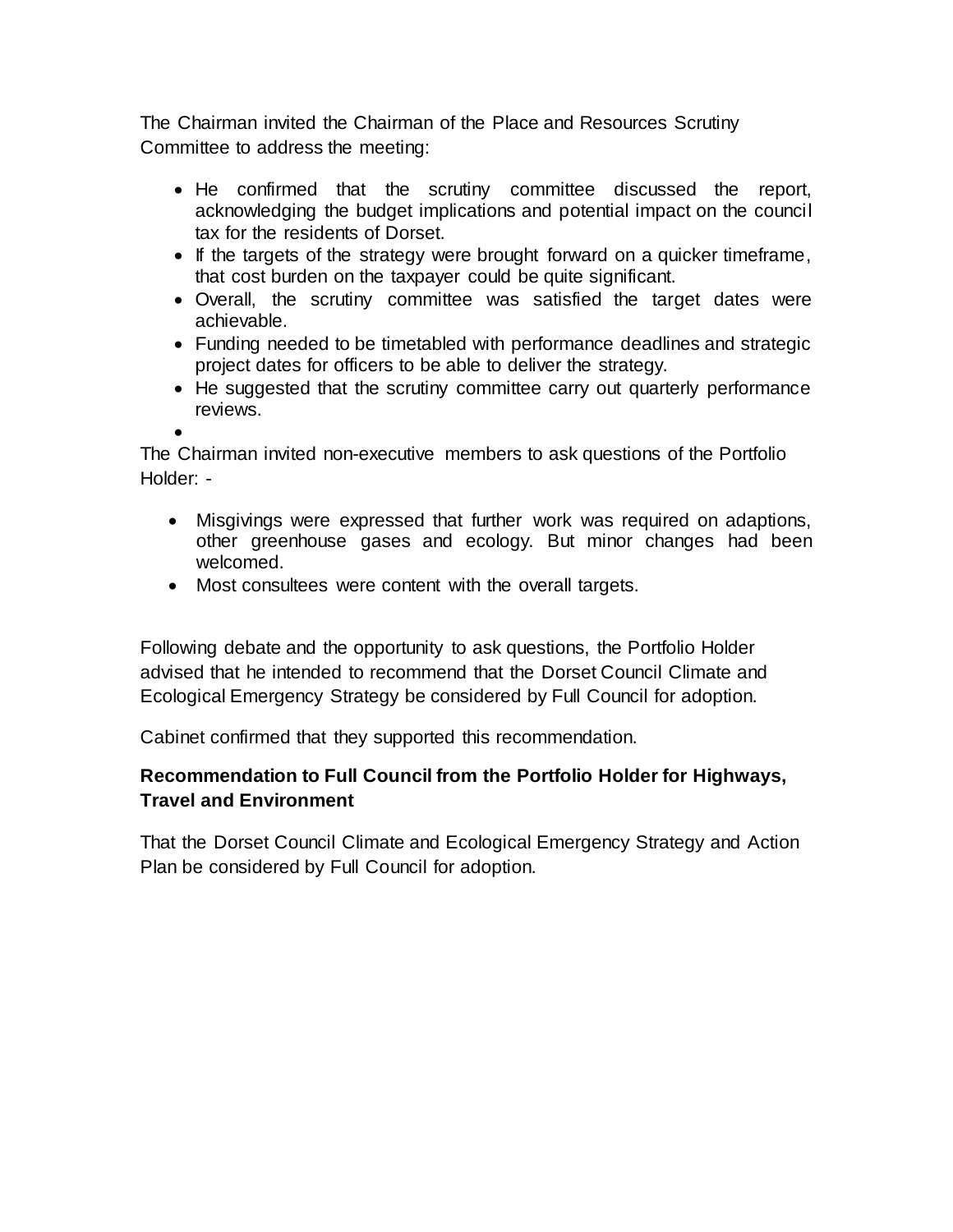The Chairman invited the Chairman of the Place and Resources Scrutiny Committee to address the meeting:

- He confirmed that the scrutiny committee discussed the report, acknowledging the budget implications and potential impact on the council tax for the residents of Dorset.
- If the targets of the strategy were brought forward on a quicker timeframe, that cost burden on the taxpayer could be quite significant.
- Overall, the scrutiny committee was satisfied the target dates were achievable.
- Funding needed to be timetabled with performance deadlines and strategic project dates for officers to be able to deliver the strategy.
- He suggested that the scrutiny committee carry out quarterly performance reviews.

The Chairman invited non-executive members to ask questions of the Portfolio Holder: -

- Misgivings were expressed that further work was required on adaptions, other greenhouse gases and ecology. But minor changes had been welcomed.
- Most consultees were content with the overall targets.

Following debate and the opportunity to ask questions, the Portfolio Holder advised that he intended to recommend that the Dorset Council Climate and Ecological Emergency Strategy be considered by Full Council for adoption.

Cabinet confirmed that they supported this recommendation.

**Recommendation to Full Council from the Portfolio Holder for Highways, Travel and Environment**

That the Dorset Council Climate and Ecological Emergency Strategy and Action Plan be considered by Full Council for adoption.